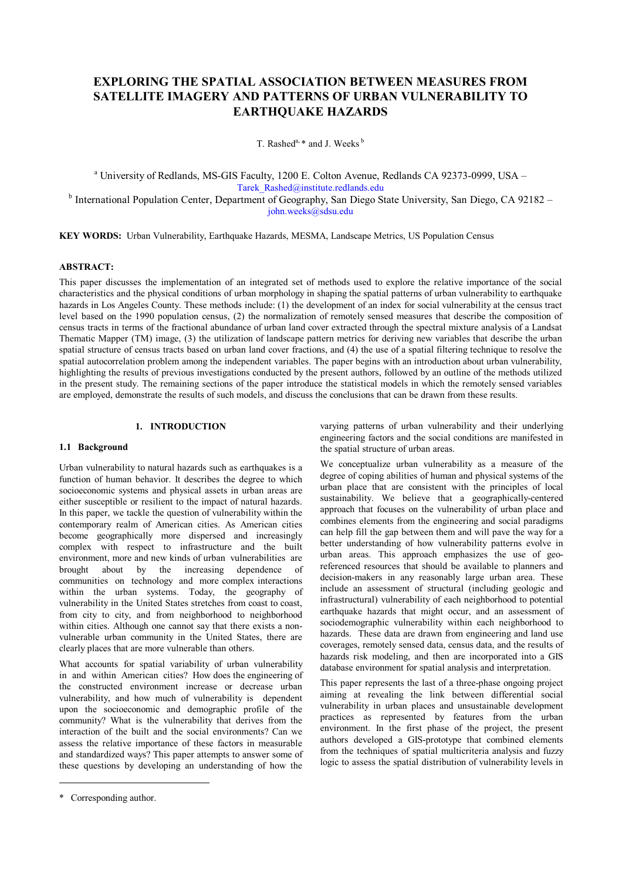# EXPLORING THE SPATIAL ASSOCIATION BETWEEN MEASURES FROM SATELLITE IMAGERY AND PATTERNS OF URBAN VULNERABILITY TO EARTHQUAKE HAZARDS

T. Rashed[a,*] and J. Weeks[b]

[a] University of Redlands, MS-GIS Faculty, 1200 E. Colton Avenue, Redlands CA 92373-0999, USA – Tarek_Rashed@institute.redlands.edu

[b] International Population Center, Department of Geography, San Diego State University, San Diego, CA 92182 – john.weeks@sdsu.edu

**KEY WORDS:** Urban Vulnerability, Earthquake Hazards, MESMA, Landscape Metrics, US Population Census

## ABSTRACT:

This paper discusses the implementation of an integrated set of methods used to explore the relative importance of the social characteristics and the physical conditions of urban morphology in shaping the spatial patterns of urban vulnerability to earthquake hazards in Los Angeles County. These methods include: (1) the development of an index for social vulnerability at the census tract level based on the 1990 population census, (2) the normalization of remotely sensed measures that describe the composition of census tracts in terms of the fractional abundance of urban land cover extracted through the spectral mixture analysis of a Landsat Thematic Mapper (TM) image, (3) the utilization of landscape pattern metrics for deriving new variables that describe the urban spatial structure of census tracts based on urban land cover fractions, and (4) the use of a spatial filtering technique to resolve the spatial autocorrelation problem among the independent variables. The paper begins with an introduction about urban vulnerability, highlighting the results of previous investigations conducted by the present authors, followed by an outline of the methods utilized in the present study. The remaining sections of the paper introduce the statistical models in which the remotely sensed variables are employed, demonstrate the results of such models, and discuss the conclusions that can be drawn from these results.

## 1. INTRODUCTION

### 1.1 Background

Urban vulnerability to natural hazards such as earthquakes is a function of human behavior. It describes the degree to which socioeconomic systems and physical assets in urban areas are either susceptible or resilient to the impact of natural hazards. In this paper, we tackle the question of vulnerability within the contemporary realm of American cities. As American cities become geographically more dispersed and increasingly complex with respect to infrastructure and the built environment, more and new kinds of urban vulnerabilities are brought about by the increasing dependence of communities on technology and more complex interactions within the urban systems. Today, the geography of vulnerability in the United States stretches from coast to coast, from city to city, and from neighborhood to neighborhood within cities. Although one cannot say that there exists a non-vulnerable urban community in the United States, there are clearly places that are more vulnerable than others.

What accounts for spatial variability of urban vulnerability in and within American cities? How does the engineering of the constructed environment increase or decrease urban vulnerability, and how much of vulnerability is dependent upon the socioeconomic and demographic profile of the community? What is the vulnerability that derives from the interaction of the built and the social environments? Can we assess the relative importance of these factors in measurable and standardized ways? This paper attempts to answer some of these questions by developing an understanding of how the varying patterns of urban vulnerability and their underlying engineering factors and the social conditions are manifested in the spatial structure of urban areas.

We conceptualize urban vulnerability as a measure of the degree of coping abilities of human and physical systems of the urban place that are consistent with the principles of local sustainability. We believe that a geographically-centered approach that focuses on the vulnerability of urban place and combines elements from the engineering and social paradigms can help fill the gap between them and will pave the way for a better understanding of how vulnerability patterns evolve in urban areas. This approach emphasizes the use of geo-referenced resources that should be available to planners and decision-makers in any reasonably large urban area. These include an assessment of structural (including geologic and infrastructural) vulnerability of each neighborhood to potential earthquake hazards that might occur, and an assessment of sociodemographic vulnerability within each neighborhood to hazards. These data are drawn from engineering and land use coverages, remotely sensed data, census data, and the results of hazards risk modeling, and then are incorporated into a GIS database environment for spatial analysis and interpretation.

This paper represents the last of a three-phase ongoing project aiming at revealing the link between differential social vulnerability in urban places and unsustainable development practices as represented by features from the urban environment. In the first phase of the project, the present authors developed a GIS-prototype that combined elements from the techniques of spatial multicriteria analysis and fuzzy logic to assess the spatial distribution of vulnerability levels in

\* Corresponding author.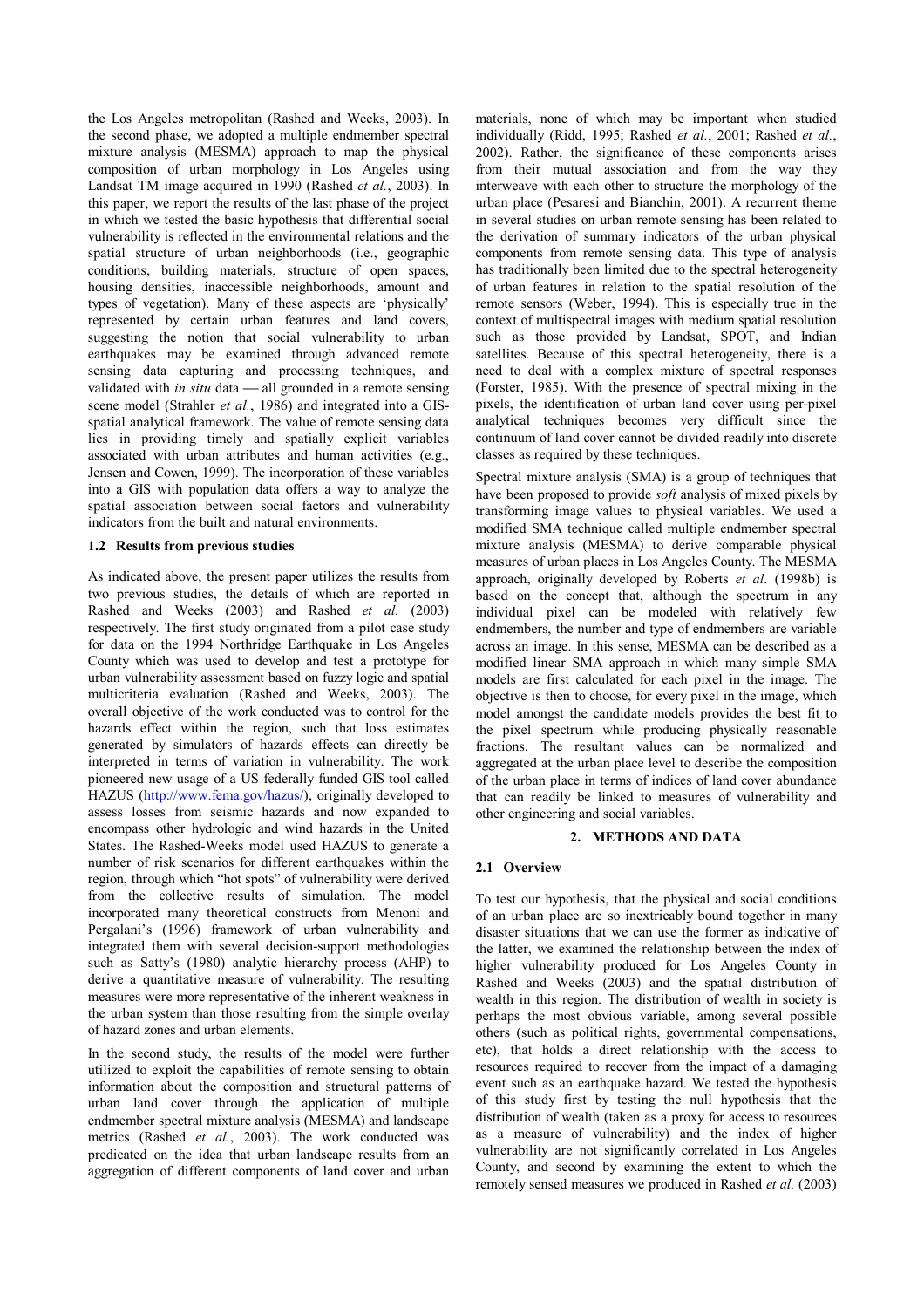the Los Angeles metropolitan (Rashed and Weeks, 2003). In the second phase, we adopted a multiple endmember spectral mixture analysis (MESMA) approach to map the physical composition of urban morphology in Los Angeles using Landsat TM image acquired in 1990 (Rashed *et al.*, 2003). In this paper, we report the results of the last phase of the project in which we tested the basic hypothesis that differential social vulnerability is reflected in the environmental relations and the spatial structure of urban neighborhoods (i.e., geographic conditions, building materials, structure of open spaces, housing densities, inaccessible neighborhoods, amount and types of vegetation). Many of these aspects are 'physically' represented by certain urban features and land covers, suggesting the notion that social vulnerability to urban earthquakes may be examined through advanced remote sensing data capturing and processing techniques, and validated with *in situ* data — all grounded in a remote sensing scene model (Strahler *et al.*, 1986) and integrated into a GIS-spatial analytical framework. The value of remote sensing data lies in providing timely and spatially explicit variables associated with urban attributes and human activities (e.g., Jensen and Cowen, 1999). The incorporation of these variables into a GIS with population data offers a way to analyze the spatial association between social factors and vulnerability indicators from the built and natural environments.

### 1.2 Results from previous studies

As indicated above, the present paper utilizes the results from two previous studies, the details of which are reported in Rashed and Weeks (2003) and Rashed *et al.* (2003) respectively. The first study originated from a pilot case study for data on the 1994 Northridge Earthquake in Los Angeles County which was used to develop and test a prototype for urban vulnerability assessment based on fuzzy logic and spatial multicriteria evaluation (Rashed and Weeks, 2003). The overall objective of the work conducted was to control for the hazards effect within the region, such that loss estimates generated by simulators of hazards effects can directly be interpreted in terms of variation in vulnerability. The work pioneered new usage of a US federally funded GIS tool called HAZUS (http://www.fema.gov/hazus/), originally developed to assess losses from seismic hazards and now expanded to encompass other hydrologic and wind hazards in the United States. The Rashed-Weeks model used HAZUS to generate a number of risk scenarios for different earthquakes within the region, through which "hot spots" of vulnerability were derived from the collective results of simulation. The model incorporated many theoretical constructs from Menoni and Pergalani's (1996) framework of urban vulnerability and integrated them with several decision-support methodologies such as Satty's (1980) analytic hierarchy process (AHP) to derive a quantitative measure of vulnerability. The resulting measures were more representative of the inherent weakness in the urban system than those resulting from the simple overlay of hazard zones and urban elements.

In the second study, the results of the model were further utilized to exploit the capabilities of remote sensing to obtain information about the composition and structural patterns of urban land cover through the application of multiple endmember spectral mixture analysis (MESMA) and landscape metrics (Rashed *et al.*, 2003). The work conducted was predicated on the idea that urban landscape results from an aggregation of different components of land cover and urban materials, none of which may be important when studied individually (Ridd, 1995; Rashed *et al.*, 2001; Rashed *et al.*, 2002). Rather, the significance of these components arises from their mutual association and from the way they interweave with each other to structure the morphology of the urban place (Pesaresi and Bianchin, 2001). A recurrent theme in several studies on urban remote sensing has been related to the derivation of summary indicators of the urban physical components from remote sensing data. This type of analysis has traditionally been limited due to the spectral heterogeneity of urban features in relation to the spatial resolution of the remote sensors (Weber, 1994). This is especially true in the context of multispectral images with medium spatial resolution such as those provided by Landsat, SPOT, and Indian satellites. Because of this spectral heterogeneity, there is a need to deal with a complex mixture of spectral responses (Forster, 1985). With the presence of spectral mixing in the pixels, the identification of urban land cover using per-pixel analytical techniques becomes very difficult since the continuum of land cover cannot be divided readily into discrete classes as required by these techniques.

Spectral mixture analysis (SMA) is a group of techniques that have been proposed to provide *soft* analysis of mixed pixels by transforming image values to physical variables. We used a modified SMA technique called multiple endmember spectral mixture analysis (MESMA) to derive comparable physical measures of urban places in Los Angeles County. The MESMA approach, originally developed by Roberts *et al*. (1998b) is based on the concept that, although the spectrum in any individual pixel can be modeled with relatively few endmembers, the number and type of endmembers are variable across an image. In this sense, MESMA can be described as a modified linear SMA approach in which many simple SMA models are first calculated for each pixel in the image. The objective is then to choose, for every pixel in the image, which model amongst the candidate models provides the best fit to the pixel spectrum while producing physically reasonable fractions. The resultant values can be normalized and aggregated at the urban place level to describe the composition of the urban place in terms of indices of land cover abundance that can readily be linked to measures of vulnerability and other engineering and social variables.

## 2. METHODS AND DATA

### 2.1 Overview

To test our hypothesis, that the physical and social conditions of an urban place are so inextricably bound together in many disaster situations that we can use the former as indicative of the latter, we examined the relationship between the index of higher vulnerability produced for Los Angeles County in Rashed and Weeks (2003) and the spatial distribution of wealth in this region. The distribution of wealth in society is perhaps the most obvious variable, among several possible others (such as political rights, governmental compensations, etc), that holds a direct relationship with the access to resources required to recover from the impact of a damaging event such as an earthquake hazard. We tested the hypothesis of this study first by testing the null hypothesis that the distribution of wealth (taken as a proxy for access to resources as a measure of vulnerability) and the index of higher vulnerability are not significantly correlated in Los Angeles County, and second by examining the extent to which the remotely sensed measures we produced in Rashed *et al.* (2003)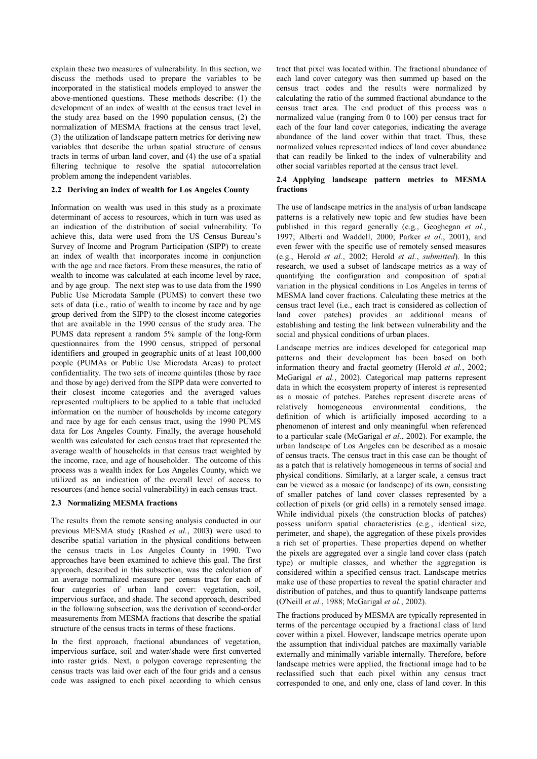explain these two measures of vulnerability. In this section, we discuss the methods used to prepare the variables to be incorporated in the statistical models employed to answer the above-mentioned questions. These methods describe: (1) the development of an index of wealth at the census tract level in the study area based on the 1990 population census, (2) the normalization of MESMA fractions at the census tract level, (3) the utilization of landscape pattern metrics for deriving new variables that describe the urban spatial structure of census tracts in terms of urban land cover, and (4) the use of a spatial filtering technique to resolve the spatial autocorrelation problem among the independent variables.

### 2.2 Deriving an index of wealth for Los Angeles County

Information on wealth was used in this study as a proximate determinant of access to resources, which in turn was used as an indication of the distribution of social vulnerability. To achieve this, data were used from the US Census Bureau's Survey of Income and Program Participation (SIPP) to create an index of wealth that incorporates income in conjunction with the age and race factors. From these measures, the ratio of wealth to income was calculated at each income level by race, and by age group. The next step was to use data from the 1990 Public Use Microdata Sample (PUMS) to convert these two sets of data (i.e., ratio of wealth to income by race and by age group derived from the SIPP) to the closest income categories that are available in the 1990 census of the study area. The PUMS data represent a random 5% sample of the long-form questionnaires from the 1990 census, stripped of personal identifiers and grouped in geographic units of at least 100,000 people (PUMAs or Public Use Microdata Areas) to protect confidentiality. The two sets of income quintiles (those by race and those by age) derived from the SIPP data were converted to their closest income categories and the averaged values represented multipliers to be applied to a table that included information on the number of households by income category and race by age for each census tract, using the 1990 PUMS data for Los Angeles County. Finally, the average household wealth was calculated for each census tract that represented the average wealth of households in that census tract weighted by the income, race, and age of householder. The outcome of this process was a wealth index for Los Angeles County, which we utilized as an indication of the overall level of access to resources (and hence social vulnerability) in each census tract.

### 2.3 Normalizing MESMA fractions

The results from the remote sensing analysis conducted in our previous MESMA study (Rashed *et al.*, 2003) were used to describe spatial variation in the physical conditions between the census tracts in Los Angeles County in 1990. Two approaches have been examined to achieve this goal. The first approach, described in this subsection, was the calculation of an average normalized measure per census tract for each of four categories of urban land cover: vegetation, soil, impervious surface, and shade. The second approach, described in the following subsection, was the derivation of second-order measurements from MESMA fractions that describe the spatial structure of the census tracts in terms of these fractions.

In the first approach, fractional abundances of vegetation, impervious surface, soil and water/shade were first converted into raster grids. Next, a polygon coverage representing the census tracts was laid over each of the four grids and a census code was assigned to each pixel according to which census tract that pixel was located within. The fractional abundance of each land cover category was then summed up based on the census tract codes and the results were normalized by calculating the ratio of the summed fractional abundance to the census tract area. The end product of this process was a normalized value (ranging from 0 to 100) per census tract for each of the four land cover categories, indicating the average abundance of the land cover within that tract. Thus, these normalized values represented indices of land cover abundance that can readily be linked to the index of vulnerability and other social variables reported at the census tract level.

### 2.4 Applying landscape pattern metrics to MESMA fractions

The use of landscape metrics in the analysis of urban landscape patterns is a relatively new topic and few studies have been published in this regard generally (e.g., Geoghegan *et al.*, 1997; Alberti and Waddell, 2000; Parker *et al.*, 2001), and even fewer with the specific use of remotely sensed measures (e.g., Herold *et al.*, 2002; Herold *et al.*, *submitted*). In this research, we used a subset of landscape metrics as a way of quantifying the configuration and composition of spatial variation in the physical conditions in Los Angeles in terms of MESMA land cover fractions. Calculating these metrics at the census tract level (i.e., each tract is considered as collection of land cover patches) provides an additional means of establishing and testing the link between vulnerability and the social and physical conditions of urban places.

Landscape metrics are indices developed for categorical map patterns and their development has been based on both information theory and fractal geometry (Herold *et al.*, 2002; McGarigal *et al.*, 2002). Categorical map patterns represent data in which the ecosystem property of interest is represented as a mosaic of patches. Patches represent discrete areas of relatively homogeneous environmental conditions, the definition of which is artificially imposed according to a phenomenon of interest and only meaningful when referenced to a particular scale (McGarigal *et al.*, 2002). For example, the urban landscape of Los Angeles can be described as a mosaic of census tracts. The census tract in this case can be thought of as a patch that is relatively homogeneous in terms of social and physical conditions. Similarly, at a larger scale, a census tract can be viewed as a mosaic (or landscape) of its own, consisting of smaller patches of land cover classes represented by a collection of pixels (or grid cells) in a remotely sensed image. While individual pixels (the construction blocks of patches) possess uniform spatial characteristics (e.g., identical size, perimeter, and shape), the aggregation of these pixels provides a rich set of properties. These properties depend on whether the pixels are aggregated over a single land cover class (patch type) or multiple classes, and whether the aggregation is considered within a specified census tract. Landscape metrics make use of these properties to reveal the spatial character and distribution of patches, and thus to quantify landscape patterns (O'Neill *et al.*, 1988; McGarigal *et al.*, 2002).

The fractions produced by MESMA are typically represented in terms of the percentage occupied by a fractional class of land cover within a pixel. However, landscape metrics operate upon the assumption that individual patches are maximally variable externally and minimally variable internally. Therefore, before landscape metrics were applied, the fractional image had to be reclassified such that each pixel within any census tract corresponded to one, and only one, class of land cover. In this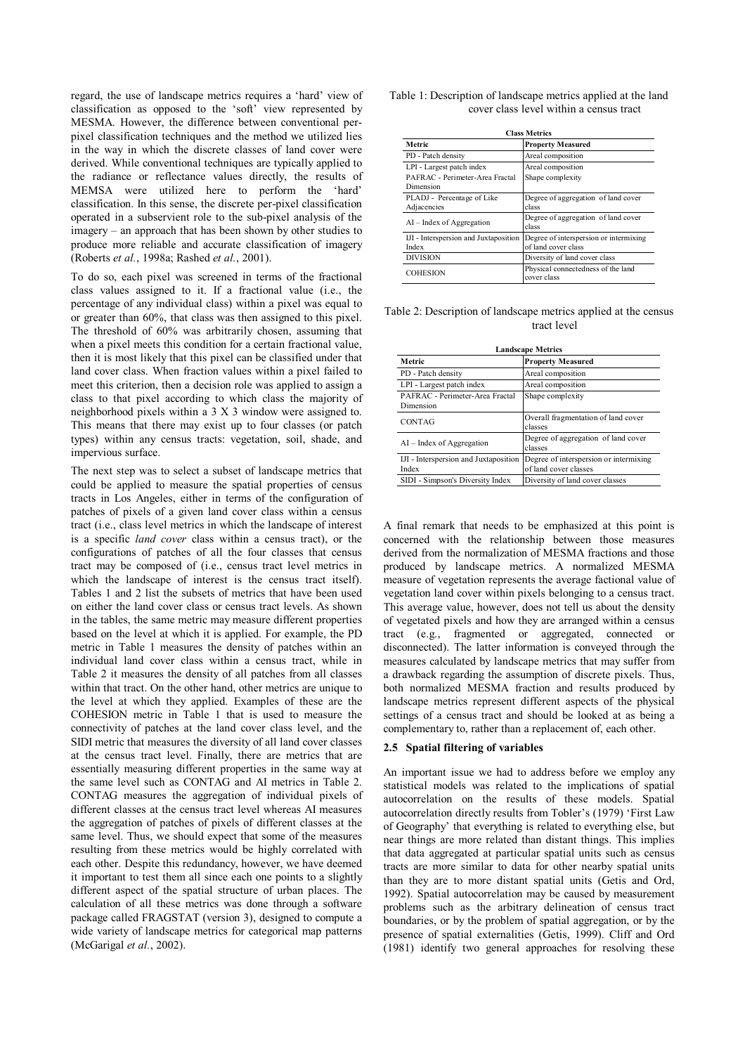regard, the use of landscape metrics requires a 'hard' view of classification as opposed to the 'soft' view represented by MESMA. However, the difference between conventional per-pixel classification techniques and the method we utilized lies in the way in which the discrete classes of land cover were derived. While conventional techniques are typically applied to the radiance or reflectance values directly, the results of MEMSA were utilized here to perform the 'hard' classification. In this sense, the discrete per-pixel classification operated in a subservient role to the sub-pixel analysis of the imagery – an approach that has been shown by other studies to produce more reliable and accurate classification of imagery (Roberts *et al.*, 1998a; Rashed *et al.*, 2001).

To do so, each pixel was screened in terms of the fractional class values assigned to it. If a fractional value (i.e., the percentage of any individual class) within a pixel was equal to or greater than 60%, that class was then assigned to this pixel. The threshold of 60% was arbitrarily chosen, assuming that when a pixel meets this condition for a certain fractional value, then it is most likely that this pixel can be classified under that land cover class. When fraction values within a pixel failed to meet this criterion, then a decision role was applied to assign a class to that pixel according to which class the majority of neighborhood pixels within a 3 X 3 window were assigned to. This means that there may exist up to four classes (or patch types) within any census tracts: vegetation, soil, shade, and impervious surface.

The next step was to select a subset of landscape metrics that could be applied to measure the spatial properties of census tracts in Los Angeles, either in terms of the configuration of patches of pixels of a given land cover class within a census tract (i.e., class level metrics in which the landscape of interest is a specific *land cover* class within a census tract), or the configurations of patches of all the four classes that census tract may be composed of (i.e., census tract level metrics in which the landscape of interest is the census tract itself). Tables 1 and 2 list the subsets of metrics that have been used on either the land cover class or census tract levels. As shown in the tables, the same metric may measure different properties based on the level at which it is applied. For example, the PD metric in Table 1 measures the density of patches within an individual land cover class within a census tract, while in Table 2 it measures the density of all patches from all classes within that tract. On the other hand, other metrics are unique to the level at which they applied. Examples of these are the COHESION metric in Table 1 that is used to measure the connectivity of patches at the land cover class level, and the SIDI metric that measures the diversity of all land cover classes at the census tract level. Finally, there are metrics that are essentially measuring different properties in the same way at the same level such as CONTAG and AI metrics in Table 2. CONTAG measures the aggregation of individual pixels of different classes at the census tract level whereas AI measures the aggregation of patches of pixels of different classes at the same level. Thus, we should expect that some of the measures resulting from these metrics would be highly correlated with each other. Despite this redundancy, however, we have deemed it important to test them all since each one points to a slightly different aspect of the spatial structure of urban places. The calculation of all these metrics was done through a software package called FRAGSTAT (version 3), designed to compute a wide variety of landscape metrics for categorical map patterns (McGarigal *et al.*, 2002).

Table 1: Description of landscape metrics applied at the land cover class level within a census tract

| Class Metrics | |
|---|---|
| **Metric** | **Property Measured** |
| PD - Patch density | Areal composition |
| LPI - Largest patch index | Areal composition |
| PAFRAC - Perimeter-Area Fractal Dimension | Shape complexity |
| PLADJ - Percentage of Like Adjacencies | Degree of aggregation of land cover class |
| AI – Index of Aggregation | Degree of aggregation of land cover class |
| IJI - Interspersion and Juxtaposition Index | Degree of interspersion or intermixing of land cover class |
| DIVISION | Diversity of land cover class |
| COHESION | Physical connectedness of the land cover class |

Table 2: Description of landscape metrics applied at the census tract level

| Landscape Metrics | |
|---|---|
| **Metric** | **Property Measured** |
| PD - Patch density | Areal composition |
| LPI - Largest patch index | Areal composition |
| PAFRAC - Perimeter-Area Fractal Dimension | Shape complexity |
| CONTAG | Overall fragmentation of land cover classes |
| AI – Index of Aggregation | Degree of aggregation of land cover classes |
| IJI - Interspersion and Juxtaposition Index | Degree of interspersion or intermixing of land cover classes |
| SIDI - Simpson's Diversity Index | Diversity of land cover classes |

A final remark that needs to be emphasized at this point is concerned with the relationship between those measures derived from the normalization of MESMA fractions and those produced by landscape metrics. A normalized MESMA measure of vegetation represents the average factional value of vegetation land cover within pixels belonging to a census tract. This average value, however, does not tell us about the density of vegetated pixels and how they are arranged within a census tract (e.g., fragmented or aggregated, connected or disconnected). The latter information is conveyed through the measures calculated by landscape metrics that may suffer from a drawback regarding the assumption of discrete pixels. Thus, both normalized MESMA fraction and results produced by landscape metrics represent different aspects of the physical settings of a census tract and should be looked at as being a complementary to, rather than a replacement of, each other.

### 2.5 Spatial filtering of variables

An important issue we had to address before we employ any statistical models was related to the implications of spatial autocorrelation on the results of these models. Spatial autocorrelation directly results from Tobler's (1979) 'First Law of Geography' that everything is related to everything else, but near things are more related than distant things. This implies that data aggregated at particular spatial units such as census tracts are more similar to data for other nearby spatial units than they are to more distant spatial units (Getis and Ord, 1992). Spatial autocorrelation may be caused by measurement problems such as the arbitrary delineation of census tract boundaries, or by the problem of spatial aggregation, or by the presence of spatial externalities (Getis, 1999). Cliff and Ord (1981) identify two general approaches for resolving these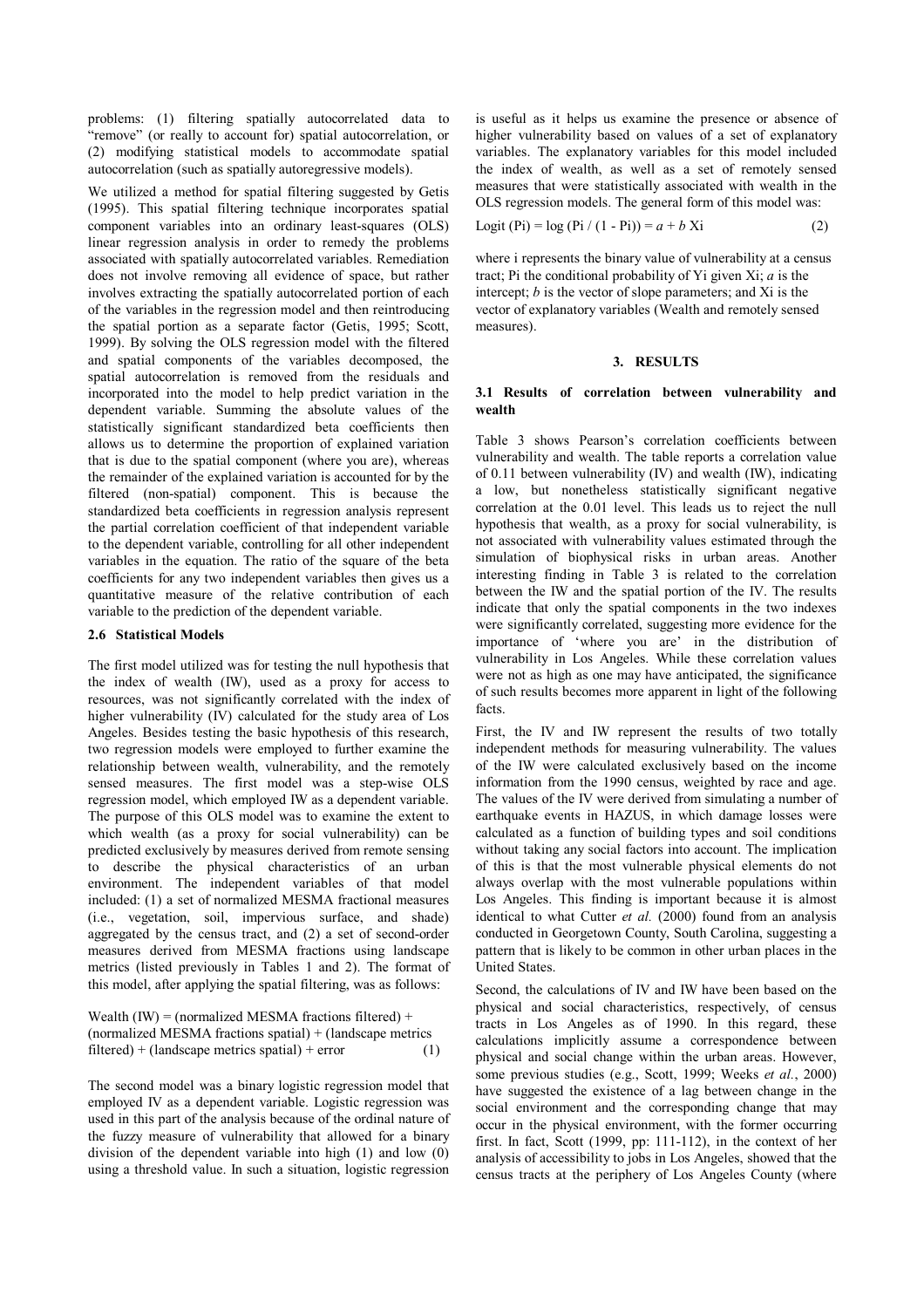problems: (1) filtering spatially autocorrelated data to "remove" (or really to account for) spatial autocorrelation, or (2) modifying statistical models to accommodate spatial autocorrelation (such as spatially autoregressive models).

We utilized a method for spatial filtering suggested by Getis (1995). This spatial filtering technique incorporates spatial component variables into an ordinary least-squares (OLS) linear regression analysis in order to remedy the problems associated with spatially autocorrelated variables. Remediation does not involve removing all evidence of space, but rather involves extracting the spatially autocorrelated portion of each of the variables in the regression model and then reintroducing the spatial portion as a separate factor (Getis, 1995; Scott, 1999). By solving the OLS regression model with the filtered and spatial components of the variables decomposed, the spatial autocorrelation is removed from the residuals and incorporated into the model to help predict variation in the dependent variable. Summing the absolute values of the statistically significant standardized beta coefficients then allows us to determine the proportion of explained variation that is due to the spatial component (where you are), whereas the remainder of the explained variation is accounted for by the filtered (non-spatial) component. This is because the standardized beta coefficients in regression analysis represent the partial correlation coefficient of that independent variable to the dependent variable, controlling for all other independent variables in the equation. The ratio of the square of the beta coefficients for any two independent variables then gives us a quantitative measure of the relative contribution of each variable to the prediction of the dependent variable.

### 2.6 Statistical Models

The first model utilized was for testing the null hypothesis that the index of wealth (IW), used as a proxy for access to resources, was not significantly correlated with the index of higher vulnerability (IV) calculated for the study area of Los Angeles. Besides testing the basic hypothesis of this research, two regression models were employed to further examine the relationship between wealth, vulnerability, and the remotely sensed measures. The first model was a step-wise OLS regression model, which employed IW as a dependent variable. The purpose of this OLS model was to examine the extent to which wealth (as a proxy for social vulnerability) can be predicted exclusively by measures derived from remote sensing to describe the physical characteristics of an urban environment. The independent variables of that model included: (1) a set of normalized MESMA fractional measures (i.e., vegetation, soil, impervious surface, and shade) aggregated by the census tract, and (2) a set of second-order measures derived from MESMA fractions using landscape metrics (listed previously in Tables 1 and 2). The format of this model, after applying the spatial filtering, was as follows:

$$\text{Wealth (IW)} = (\text{normalized MESMA fractions filtered}) + (\text{normalized MESMA fractions spatial}) + (\text{landscape metrics filtered}) + (\text{landscape metrics spatial}) + \text{error} \quad (1)$$

The second model was a binary logistic regression model that employed IV as a dependent variable. Logistic regression was used in this part of the analysis because of the ordinal nature of the fuzzy measure of vulnerability that allowed for a binary division of the dependent variable into high (1) and low (0) using a threshold value. In such a situation, logistic regression is useful as it helps us examine the presence or absence of higher vulnerability based on values of a set of explanatory variables. The explanatory variables for this model included the index of wealth, as well as a set of remotely sensed measures that were statistically associated with wealth in the OLS regression models. The general form of this model was:

$$\text{Logit}(P_i) = \log(P_i / (1 - P_i)) = a + b X_i \quad (2)$$

where i represents the binary value of vulnerability at a census tract; $P_i$ the conditional probability of $Y_i$ given $X_i$; $a$ is the intercept; $b$ is the vector of slope parameters; and $X_i$ is the vector of explanatory variables (Wealth and remotely sensed measures).

## 3. RESULTS

### 3.1 Results of correlation between vulnerability and wealth

Table 3 shows Pearson's correlation coefficients between vulnerability and wealth. The table reports a correlation value of 0.11 between vulnerability (IV) and wealth (IW), indicating a low, but nonetheless statistically significant negative correlation at the 0.01 level. This leads us to reject the null hypothesis that wealth, as a proxy for social vulnerability, is not associated with vulnerability values estimated through the simulation of biophysical risks in urban areas. Another interesting finding in Table 3 is related to the correlation between the IW and the spatial portion of the IV. The results indicate that only the spatial components in the two indexes were significantly correlated, suggesting more evidence for the importance of 'where you are' in the distribution of vulnerability in Los Angeles. While these correlation values were not as high as one may have anticipated, the significance of such results becomes more apparent in light of the following facts.

First, the IV and IW represent the results of two totally independent methods for measuring vulnerability. The values of the IW were calculated exclusively based on the income information from the 1990 census, weighted by race and age. The values of the IV were derived from simulating a number of earthquake events in HAZUS, in which damage losses were calculated as a function of building types and soil conditions without taking any social factors into account. The implication of this is that the most vulnerable physical elements do not always overlap with the most vulnerable populations within Los Angeles. This finding is important because it is almost identical to what Cutter *et al.* (2000) found from an analysis conducted in Georgetown County, South Carolina, suggesting a pattern that is likely to be common in other urban places in the United States.

Second, the calculations of IV and IW have been based on the physical and social characteristics, respectively, of census tracts in Los Angeles as of 1990. In this regard, these calculations implicitly assume a correspondence between physical and social change within the urban areas. However, some previous studies (e.g., Scott, 1999; Weeks *et al.*, 2000) have suggested the existence of a lag between change in the social environment and the corresponding change that may occur in the physical environment, with the former occurring first. In fact, Scott (1999, pp: 111-112), in the context of her analysis of accessibility to jobs in Los Angeles, showed that the census tracts at the periphery of Los Angeles County (where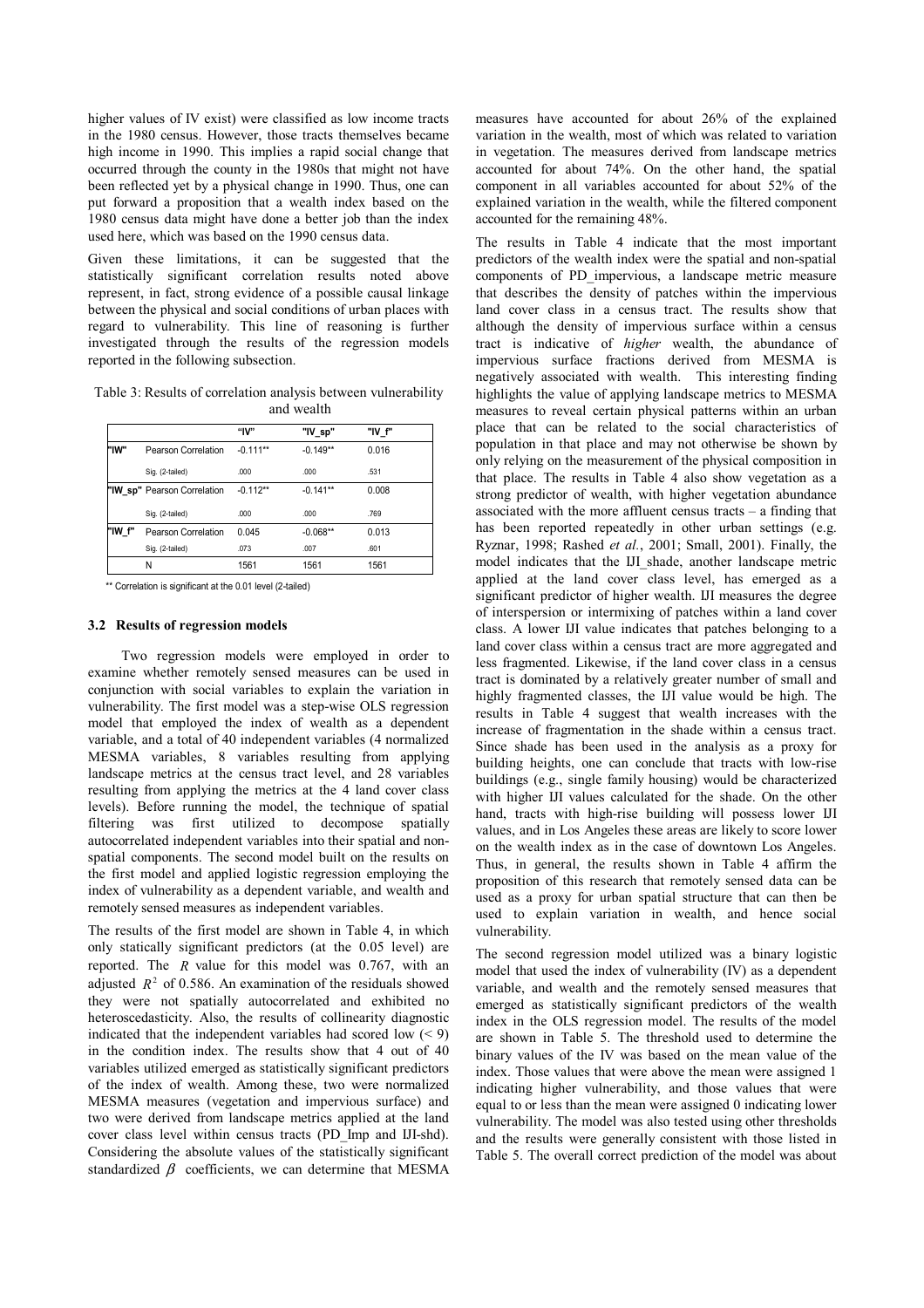higher values of IV exist) were classified as low income tracts in the 1980 census. However, those tracts themselves became high income in 1990. This implies a rapid social change that occurred through the county in the 1980s that might not have been reflected yet by a physical change in 1990. Thus, one can put forward a proposition that a wealth index based on the 1980 census data might have done a better job than the index used here, which was based on the 1990 census data.

Given these limitations, it can be suggested that the statistically significant correlation results noted above represent, in fact, strong evidence of a possible causal linkage between the physical and social conditions of urban places with regard to vulnerability. This line of reasoning is further investigated through the results of the regression models reported in the following subsection.

Table 3: Results of correlation analysis between vulnerability and wealth

| | | "IV" | "IV_sp" | "IV_f" |
|---|---|---|---|---|
| "IW" | Pearson Correlation | -0.111** | -0.149** | 0.016 |
| | Sig. (2-tailed) | .000 | .000 | .531 |
| "IW_sp" | Pearson Correlation | -0.112** | -0.141** | 0.008 |
| | Sig. (2-tailed) | .000 | .000 | .769 |
| "IW_f" | Pearson Correlation | 0.045 | -0.068** | 0.013 |
| | Sig. (2-tailed) | .073 | .007 | .601 |
| | N | 1561 | 1561 | 1561 |

** Correlation is significant at the 0.01 level (2-tailed)

### 3.2 Results of regression models

Two regression models were employed in order to examine whether remotely sensed measures can be used in conjunction with social variables to explain the variation in vulnerability. The first model was a step-wise OLS regression model that employed the index of wealth as a dependent variable, and a total of 40 independent variables (4 normalized MESMA variables, 8 variables resulting from applying landscape metrics at the census tract level, and 28 variables resulting from applying the metrics at the 4 land cover class levels). Before running the model, the technique of spatial filtering was first utilized to decompose spatially autocorrelated independent variables into their spatial and non-spatial components. The second model built on the results on the first model and applied logistic regression employing the index of vulnerability as a dependent variable, and wealth and remotely sensed measures as independent variables.

The results of the first model are shown in Table 4, in which only statically significant predictors (at the 0.05 level) are reported. The $R$ value for this model was 0.767, with an adjusted $R^2$ of 0.586. An examination of the residuals showed they were not spatially autocorrelated and exhibited no heteroscedasticity. Also, the results of collinearity diagnostic indicated that the independent variables had scored low (< 9) in the condition index. The results show that 4 out of 40 variables utilized emerged as statistically significant predictors of the index of wealth. Among these, two were normalized MESMA measures (vegetation and impervious surface) and two were derived from landscape metrics applied at the land cover class level within census tracts (PD_Imp and IJI-shd). Considering the absolute values of the statistically significant standardized $\beta$ coefficients, we can determine that MESMA measures have accounted for about 26% of the explained variation in the wealth, most of which was related to variation in vegetation. The measures derived from landscape metrics accounted for about 74%. On the other hand, the spatial component in all variables accounted for about 52% of the explained variation in the wealth, while the filtered component accounted for the remaining 48%.

The results in Table 4 indicate that the most important predictors of the wealth index were the spatial and non-spatial components of PD_impervious, a landscape metric measure that describes the density of patches within the impervious land cover class in a census tract. The results show that although the density of impervious surface within a census tract is indicative of *higher* wealth, the abundance of impervious surface fractions derived from MESMA is negatively associated with wealth. This interesting finding highlights the value of applying landscape metrics to MESMA measures to reveal certain physical patterns within an urban place that can be related to the social characteristics of population in that place and may not otherwise be shown by only relying on the measurement of the physical composition in that place. The results in Table 4 also show vegetation as a strong predictor of wealth, with higher vegetation abundance associated with the more affluent census tracts – a finding that has been reported repeatedly in other urban settings (e.g. Ryznar, 1998; Rashed *et al.*, 2001; Small, 2001). Finally, the model indicates that the IJI_shade, another landscape metric applied at the land cover class level, has emerged as a significant predictor of higher wealth. IJI measures the degree of interspersion or intermixing of patches within a land cover class. A lower IJI value indicates that patches belonging to a land cover class within a census tract are more aggregated and less fragmented. Likewise, if the land cover class in a census tract is dominated by a relatively greater number of small and highly fragmented classes, the IJI value would be high. The results in Table 4 suggest that wealth increases with the increase of fragmentation in the shade within a census tract. Since shade has been used in the analysis as a proxy for building heights, one can conclude that tracts with low-rise buildings (e.g., single family housing) would be characterized with higher IJI values calculated for the shade. On the other hand, tracts with high-rise building will possess lower IJI values, and in Los Angeles these areas are likely to score lower on the wealth index as in the case of downtown Los Angeles. Thus, in general, the results shown in Table 4 affirm the proposition of this research that remotely sensed data can be used as a proxy for urban spatial structure that can then be used to explain variation in wealth, and hence social vulnerability.

The second regression model utilized was a binary logistic model that used the index of vulnerability (IV) as a dependent variable, and wealth and the remotely sensed measures that emerged as statistically significant predictors of the wealth index in the OLS regression model. The results of the model are shown in Table 5. The threshold used to determine the binary values of the IV was based on the mean value of the index. Those values that were above the mean were assigned 1 indicating higher vulnerability, and those values that were equal to or less than the mean were assigned 0 indicating lower vulnerability. The model was also tested using other thresholds and the results were generally consistent with those listed in Table 5. The overall correct prediction of the model was about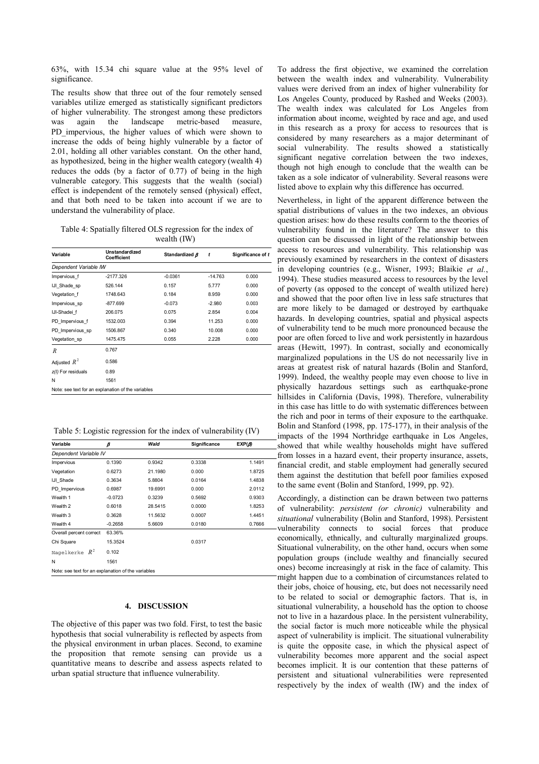63%, with 15.34 chi square value at the 95% level of significance.

The results show that three out of the four remotely sensed variables utilize emerged as statistically significant predictors of higher vulnerability. The strongest among these predictors was again the landscape metric-based measure, PD_impervious, the higher values of which were shown to increase the odds of being highly vulnerable by a factor of 2.01, holding all other variables constant. On the other hand, as hypothesized, being in the higher wealth category (wealth 4) reduces the odds (by a factor of 0.77) of being in the high vulnerable category. This suggests that the wealth (social) effect is independent of the remotely sensed (physical) effect, and that both need to be taken into account if we are to understand the vulnerability of place.

Table 4: Spatially filtered OLS regression for the index of wealth (IW)

| Variable | Unstandardized Coefficient | Standardized $\beta$ | $t$ | Significance of $t$ |
|---|---|---|---|---|
| *Dependent Variable IW* | | | | |
| Impervious_f | -2177.326 | -0.0361 | -14.763 | 0.000 |
| IJI_Shade_sp | 526.144 | 0.157 | 5.777 | 0.000 |
| Vegetation_f | 1748.643 | 0.184 | 8.959 | 0.000 |
| Impervious_sp | -877.699 | -0.073 | -2.980 | 0.003 |
| IJI-Shadei_f | 206.075 | 0.075 | 2.854 | 0.004 |
| PD_Impervious_f | 1532.003 | 0.394 | 11.253 | 0.000 |
| PD_Impervious_sp | 1506.867 | 0.340 | 10.008 | 0.000 |
| Vegetation_sp | 1475.475 | 0.055 | 2.228 | 0.000 |
| $R$ | 0.767 | | | |
| Adjusted $R^2$ | 0.586 | | | |
| $z(I)$ For residuals | 0.89 | | | |
| N | 1561 | | | |
| Note: see text for an explanation of the variables | | | | |

Table 5: Logistic regression for the index of vulnerability (IV)

| Variable | $\beta$ | *Wald* | Significance | EXP($\beta$) |
|---|---|---|---|---|
| *Dependent Variable IV* | | | | |
| Impervious | 0.1390 | 0.9342 | 0.3338 | 1.1491 |
| Vegetation | 0.6273 | 21.1980 | 0.000 | 1.8725 |
| IJI_Shade | 0.3634 | 5.8804 | 0.0164 | 1.4838 |
| PD_Impervious | 0.6987 | 19.6991 | 0.000 | 2.0112 |
| Wealth 1 | -0.0723 | 0.3239 | 0.5692 | 0.9303 |
| Wealth 2 | 0.6018 | 28.5415 | 0.0000 | 1.8253 |
| Wealth 3 | 0.3628 | 11.5632 | 0.0007 | 1.4451 |
| Wealth 4 | -0.2658 | 5.6609 | 0.0180 | 0.7666 |
| Overall percent correct | 63.36% | | | |
| Chi Square | 15.3524 | | 0.0317 | |
| Nagelkerke $R^2$ | 0.102 | | | |
| N | 1561 | | | |
| Note: see text for an explanation of the variables | | | | |

## 4. DISCUSSION

The objective of this paper was two fold. First, to test the basic hypothesis that social vulnerability is reflected by aspects from the physical environment in urban places. Second, to examine the proposition that remote sensing can provide us a quantitative means to describe and assess aspects related to urban spatial structure that influence vulnerability.

To address the first objective, we examined the correlation between the wealth index and vulnerability. Vulnerability values were derived from an index of higher vulnerability for Los Angeles County, produced by Rashed and Weeks (2003). The wealth index was calculated for Los Angeles from information about income, weighted by race and age, and used in this research as a proxy for access to resources that is considered by many researchers as a major determinant of social vulnerability. The results showed a statistically significant negative correlation between the two indexes, though not high enough to conclude that the wealth can be taken as a sole indicator of vulnerability. Several reasons were listed above to explain why this difference has occurred.

Nevertheless, in light of the apparent difference between the spatial distributions of values in the two indexes, an obvious question arises: how do these results conform to the theories of vulnerability found in the literature? The answer to this question can be discussed in light of the relationship between access to resources and vulnerability. This relationship was previously examined by researchers in the context of disasters in developing countries (e.g., Wisner, 1993; Blaikie *et al.*, 1994). These studies measured access to resources by the level of poverty (as opposed to the concept of wealth utilized here) and showed that the poor often live in less safe structures that are more likely to be damaged or destroyed by earthquake hazards. In developing countries, spatial and physical aspects of vulnerability tend to be much more pronounced because the poor are often forced to live and work persistently in hazardous areas (Hewitt, 1997). In contrast, socially and economically marginalized populations in the US do not necessarily live in areas at greatest risk of natural hazards (Bolin and Stanford, 1999). Indeed, the wealthy people may even choose to live in physically hazardous settings such as earthquake-prone hillsides in California (Davis, 1998). Therefore, vulnerability in this case has little to do with systematic differences between the rich and poor in terms of their exposure to the earthquake. Bolin and Stanford (1998, pp. 175-177), in their analysis of the impacts of the 1994 Northridge earthquake in Los Angeles, showed that while wealthy households might have suffered from losses in a hazard event, their property insurance, assets, financial credit, and stable employment had generally secured them against the destitution that befell poor families exposed to the same event (Bolin and Stanford, 1999, pp. 92).

Accordingly, a distinction can be drawn between two patterns of vulnerability: *persistent (or chronic)* vulnerability and *situational* vulnerability (Bolin and Stanford, 1998). Persistent vulnerability connects to social forces that produce economically, ethnically, and culturally marginalized groups. Situational vulnerability, on the other hand, occurs when some population groups (include wealthy and financially secured ones) become increasingly at risk in the face of calamity. This might happen due to a combination of circumstances related to their jobs, choice of housing, etc, but does not necessarily need to be related to social or demographic factors. That is, in situational vulnerability, a household has the option to choose not to live in a hazardous place. In the persistent vulnerability, the social factor is much more noticeable while the physical aspect of vulnerability is implicit. The situational vulnerability is quite the opposite case, in which the physical aspect of vulnerability becomes more apparent and the social aspect becomes implicit. It is our contention that these patterns of persistent and situational vulnerabilities were represented respectively by the index of wealth (IW) and the index of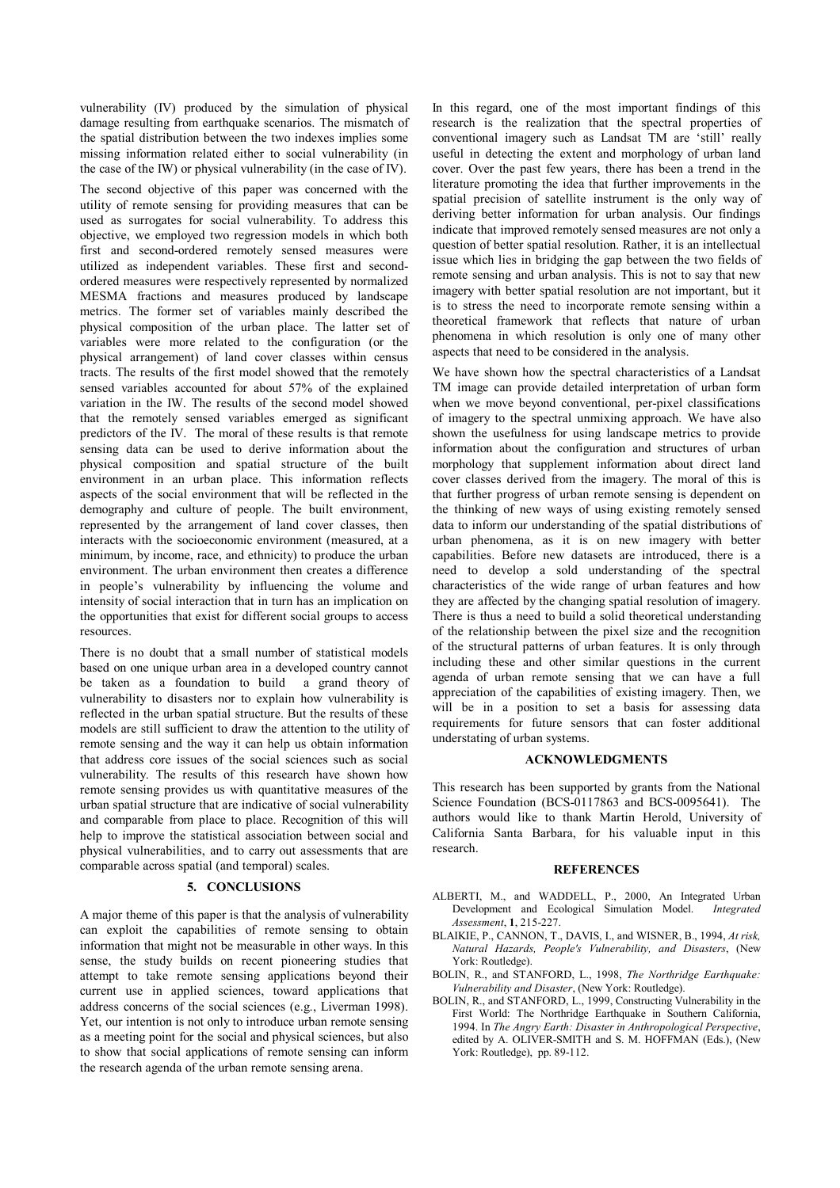vulnerability (IV) produced by the simulation of physical damage resulting from earthquake scenarios. The mismatch of the spatial distribution between the two indexes implies some missing information related either to social vulnerability (in the case of the IW) or physical vulnerability (in the case of IV).

The second objective of this paper was concerned with the utility of remote sensing for providing measures that can be used as surrogates for social vulnerability. To address this objective, we employed two regression models in which both first and second-ordered remotely sensed measures were utilized as independent variables. These first and second-ordered measures were respectively represented by normalized MESMA fractions and measures produced by landscape metrics. The former set of variables mainly described the physical composition of the urban place. The latter set of variables were more related to the configuration (or the physical arrangement) of land cover classes within census tracts. The results of the first model showed that the remotely sensed variables accounted for about 57% of the explained variation in the IW. The results of the second model showed that the remotely sensed variables emerged as significant predictors of the IV. The moral of these results is that remote sensing data can be used to derive information about the physical composition and spatial structure of the built environment in an urban place. This information reflects aspects of the social environment that will be reflected in the demography and culture of people. The built environment, represented by the arrangement of land cover classes, then interacts with the socioeconomic environment (measured, at a minimum, by income, race, and ethnicity) to produce the urban environment. The urban environment then creates a difference in people's vulnerability by influencing the volume and intensity of social interaction that in turn has an implication on the opportunities that exist for different social groups to access resources.

There is no doubt that a small number of statistical models based on one unique urban area in a developed country cannot be taken as a foundation to build a grand theory of vulnerability to disasters nor to explain how vulnerability is reflected in the urban spatial structure. But the results of these models are still sufficient to draw the attention to the utility of remote sensing and the way it can help us obtain information that address core issues of the social sciences such as social vulnerability. The results of this research have shown how remote sensing provides us with quantitative measures of the urban spatial structure that are indicative of social vulnerability and comparable from place to place. Recognition of this will help to improve the statistical association between social and physical vulnerabilities, and to carry out assessments that are comparable across spatial (and temporal) scales.

## 5. CONCLUSIONS

A major theme of this paper is that the analysis of vulnerability can exploit the capabilities of remote sensing to obtain information that might not be measurable in other ways. In this sense, the study builds on recent pioneering studies that attempt to take remote sensing applications beyond their current use in applied sciences, toward applications that address concerns of the social sciences (e.g., Liverman 1998). Yet, our intention is not only to introduce urban remote sensing as a meeting point for the social and physical sciences, but also to show that social applications of remote sensing can inform the research agenda of the urban remote sensing arena.

In this regard, one of the most important findings of this research is the realization that the spectral properties of conventional imagery such as Landsat TM are 'still' really useful in detecting the extent and morphology of urban land cover. Over the past few years, there has been a trend in the literature promoting the idea that further improvements in the spatial precision of satellite instrument is the only way of deriving better information for urban analysis. Our findings indicate that improved remotely sensed measures are not only a question of better spatial resolution. Rather, it is an intellectual issue which lies in bridging the gap between the two fields of remote sensing and urban analysis. This is not to say that new imagery with better spatial resolution are not important, but it is to stress the need to incorporate remote sensing within a theoretical framework that reflects that nature of urban phenomena in which resolution is only one of many other aspects that need to be considered in the analysis.

We have shown how the spectral characteristics of a Landsat TM image can provide detailed interpretation of urban form when we move beyond conventional, per-pixel classifications of imagery to the spectral unmixing approach. We have also shown the usefulness for using landscape metrics to provide information about the configuration and structures of urban morphology that supplement information about direct land cover classes derived from the imagery. The moral of this is that further progress of urban remote sensing is dependent on the thinking of new ways of using existing remotely sensed data to inform our understanding of the spatial distributions of urban phenomena, as it is on new imagery with better capabilities. Before new datasets are introduced, there is a need to develop a sold understanding of the spectral characteristics of the wide range of urban features and how they are affected by the changing spatial resolution of imagery. There is thus a need to build a solid theoretical understanding of the relationship between the pixel size and the recognition of the structural patterns of urban features. It is only through including these and other similar questions in the current agenda of urban remote sensing that we can have a full appreciation of the capabilities of existing imagery. Then, we will be in a position to set a basis for assessing data requirements for future sensors that can foster additional understating of urban systems.

## ACKNOWLEDGMENTS

This research has been supported by grants from the National Science Foundation (BCS-0117863 and BCS-0095641). The authors would like to thank Martin Herold, University of California Santa Barbara, for his valuable input in this research.

## REFERENCES

ALBERTI, M., and WADDELL, P., 2000, An Integrated Urban Development and Ecological Simulation Model. *Integrated Assessment*, **1**, 215-227.

BLAIKIE, P., CANNON, T., DAVIS, I., and WISNER, B., 1994, *At risk, Natural Hazards, People's Vulnerability, and Disasters*, (New York: Routledge).

BOLIN, R., and STANFORD, L., 1998, *The Northridge Earthquake: Vulnerability and Disaster*, (New York: Routledge).

BOLIN, R., and STANFORD, L., 1999, Constructing Vulnerability in the First World: The Northridge Earthquake in Southern California, 1994. In *The Angry Earth: Disaster in Anthropological Perspective*, edited by A. OLIVER-SMITH and S. M. HOFFMAN (Eds.), (New York: Routledge), pp. 89-112.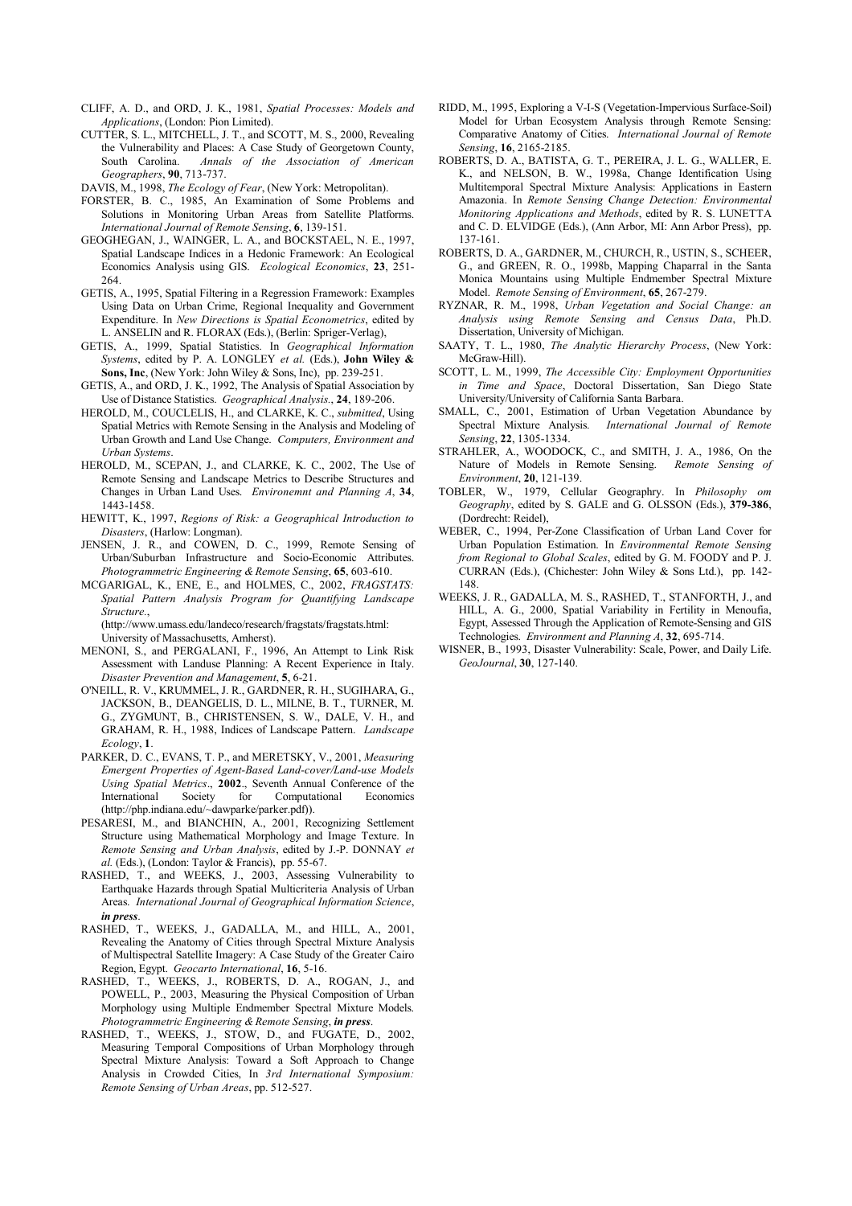CLIFF, A. D., and ORD, J. K., 1981, *Spatial Processes: Models and Applications*, (London: Pion Limited).

CUTTER, S. L., MITCHELL, J. T., and SCOTT, M. S., 2000, Revealing the Vulnerability and Places: A Case Study of Georgetown County, South Carolina. *Annals of the Association of American Geographers*, **90**, 713-737.

DAVIS, M., 1998, *The Ecology of Fear*, (New York: Metropolitan).

FORSTER, B. C., 1985, An Examination of Some Problems and Solutions in Monitoring Urban Areas from Satellite Platforms. *International Journal of Remote Sensing*, **6**, 139-151.

GEOGHEGAN, J., WAINGER, L. A., and BOCKSTAEL, N. E., 1997, Spatial Landscape Indices in a Hedonic Framework: An Ecological Economics Analysis using GIS. *Ecological Economics*, **23**, 251-264.

GETIS, A., 1995, Spatial Filtering in a Regression Framework: Examples Using Data on Urban Crime, Regional Inequality and Government Expenditure. In *New Directions is Spatial Econometrics*, edited by L. ANSELIN and R. FLORAX (Eds.), (Berlin: Spriger-Verlag),

GETIS, A., 1999, Spatial Statistics. In *Geographical Information Systems*, edited by P. A. LONGLEY *et al.* (Eds.), **John Wiley & Sons, Inc**, (New York: John Wiley & Sons, Inc), pp. 239-251.

GETIS, A., and ORD, J. K., 1992, The Analysis of Spatial Association by Use of Distance Statistics. *Geographical Analysis.*, **24**, 189-206.

HEROLD, M., COUCLELIS, H., and CLARKE, K. C., *submitted*, Using Spatial Metrics with Remote Sensing in the Analysis and Modeling of Urban Growth and Land Use Change. *Computers, Environment and Urban Systems*.

HEROLD, M., SCEPAN, J., and CLARKE, K. C., 2002, The Use of Remote Sensing and Landscape Metrics to Describe Structures and Changes in Urban Land Uses. *Environemnt and Planning A*, **34**, 1443-1458.

HEWITT, K., 1997, *Regions of Risk: a Geographical Introduction to Disasters*, (Harlow: Longman).

JENSEN, J. R., and COWEN, D. C., 1999, Remote Sensing of Urban/Suburban Infrastructure and Socio-Economic Attributes. *Photogrammetric Engineering & Remote Sensing*, **65**, 603-610.

MCGARIGAL, K., ENE, E., and HOLMES, C., 2002, *FRAGSTATS: Spatial Pattern Analysis Program for Quantifying Landscape Structure.*, (http://www.umass.edu/landeco/research/fragstats/fragstats.html: University of Massachusetts, Amherst).

MENONI, S., and PERGALANI, F., 1996, An Attempt to Link Risk Assessment with Landuse Planning: A Recent Experience in Italy. *Disaster Prevention and Management*, **5**, 6-21.

O'NEILL, R. V., KRUMMEL, J. R., GARDNER, R. H., SUGIHARA, G., JACKSON, B., DEANGELIS, D. L., MILNE, B. T., TURNER, M. G., ZYGMUNT, B., CHRISTENSEN, S. W., DALE, V. H., and GRAHAM, R. H., 1988, Indices of Landscape Pattern. *Landscape Ecology*, **1**.

PARKER, D. C., EVANS, T. P., and MERETSKY, V., 2001, *Measuring Emergent Properties of Agent-Based Land-cover/Land-use Models Using Spatial Metrics*., **2002**., Seventh Annual Conference of the International Society for Computational Economics (http://php.indiana.edu/~dawparke/parker.pdf)).

PESARESI, M., and BIANCHIN, A., 2001, Recognizing Settlement Structure using Mathematical Morphology and Image Texture. In *Remote Sensing and Urban Analysis*, edited by J.-P. DONNAY *et al.* (Eds.), (London: Taylor & Francis), pp. 55-67.

RASHED, T., and WEEKS, J., 2003, Assessing Vulnerability to Earthquake Hazards through Spatial Multicriteria Analysis of Urban Areas. *International Journal of Geographical Information Science*, ***in press***.

RASHED, T., WEEKS, J., GADALLA, M., and HILL, A., 2001, Revealing the Anatomy of Cities through Spectral Mixture Analysis of Multispectral Satellite Imagery: A Case Study of the Greater Cairo Region, Egypt. *Geocarto International*, **16**, 5-16.

RASHED, T., WEEKS, J., ROBERTS, D. A., ROGAN, J., and POWELL, P., 2003, Measuring the Physical Composition of Urban Morphology using Multiple Endmember Spectral Mixture Models. *Photogrammetric Engineering & Remote Sensing*, ***in press***.

RASHED, T., WEEKS, J., STOW, D., and FUGATE, D., 2002, Measuring Temporal Compositions of Urban Morphology through Spectral Mixture Analysis: Toward a Soft Approach to Change Analysis in Crowded Cities, In *3rd International Symposium: Remote Sensing of Urban Areas*, pp. 512-527.

RIDD, M., 1995, Exploring a V-I-S (Vegetation-Impervious Surface-Soil) Model for Urban Ecosystem Analysis through Remote Sensing: Comparative Anatomy of Cities. *International Journal of Remote Sensing*, **16**, 2165-2185.

ROBERTS, D. A., BATISTA, G. T., PEREIRA, J. L. G., WALLER, E. K., and NELSON, B. W., 1998a, Change Identification Using Multitemporal Spectral Mixture Analysis: Applications in Eastern Amazonia. In *Remote Sensing Change Detection: Environmental Monitoring Applications and Methods*, edited by R. S. LUNETTA and C. D. ELVIDGE (Eds.), (Ann Arbor, MI: Ann Arbor Press), pp. 137-161.

ROBERTS, D. A., GARDNER, M., CHURCH, R., USTIN, S., SCHEER, G., and GREEN, R. O., 1998b, Mapping Chaparral in the Santa Monica Mountains using Multiple Endmember Spectral Mixture Model. *Remote Sensing of Environment*, **65**, 267-279.

RYZNAR, R. M., 1998, *Urban Vegetation and Social Change: an Analysis using Remote Sensing and Census Data*, Ph.D. Dissertation, University of Michigan.

SAATY, T. L., 1980, *The Analytic Hierarchy Process*, (New York: McGraw-Hill).

SCOTT, L. M., 1999, *The Accessible City: Employment Opportunities in Time and Space*, Doctoral Dissertation, San Diego State University/University of California Santa Barbara.

SMALL, C., 2001, Estimation of Urban Vegetation Abundance by Spectral Mixture Analysis. *International Journal of Remote Sensing*, **22**, 1305-1334.

STRAHLER, A., WOODOCK, C., and SMITH, J. A., 1986, On the Nature of Models in Remote Sensing. *Remote Sensing of Environment*, **20**, 121-139.

TOBLER, W., 1979, Cellular Geographry. In *Philosophy om Geography*, edited by S. GALE and G. OLSSON (Eds.), **379-386**, (Dordrecht: Reidel),

WEBER, C., 1994, Per-Zone Classification of Urban Land Cover for Urban Population Estimation. In *Environmental Remote Sensing from Regional to Global Scales*, edited by G. M. FOODY and P. J. CURRAN (Eds.), (Chichester: John Wiley & Sons Ltd.), pp. 142-148.

WEEKS, J. R., GADALLA, M. S., RASHED, T., STANFORTH, J., and HILL, A. G., 2000, Spatial Variability in Fertility in Menoufia, Egypt, Assessed Through the Application of Remote-Sensing and GIS Technologies. *Environment and Planning A*, **32**, 695-714.

WISNER, B., 1993, Disaster Vulnerability: Scale, Power, and Daily Life. *GeoJournal*, **30**, 127-140.